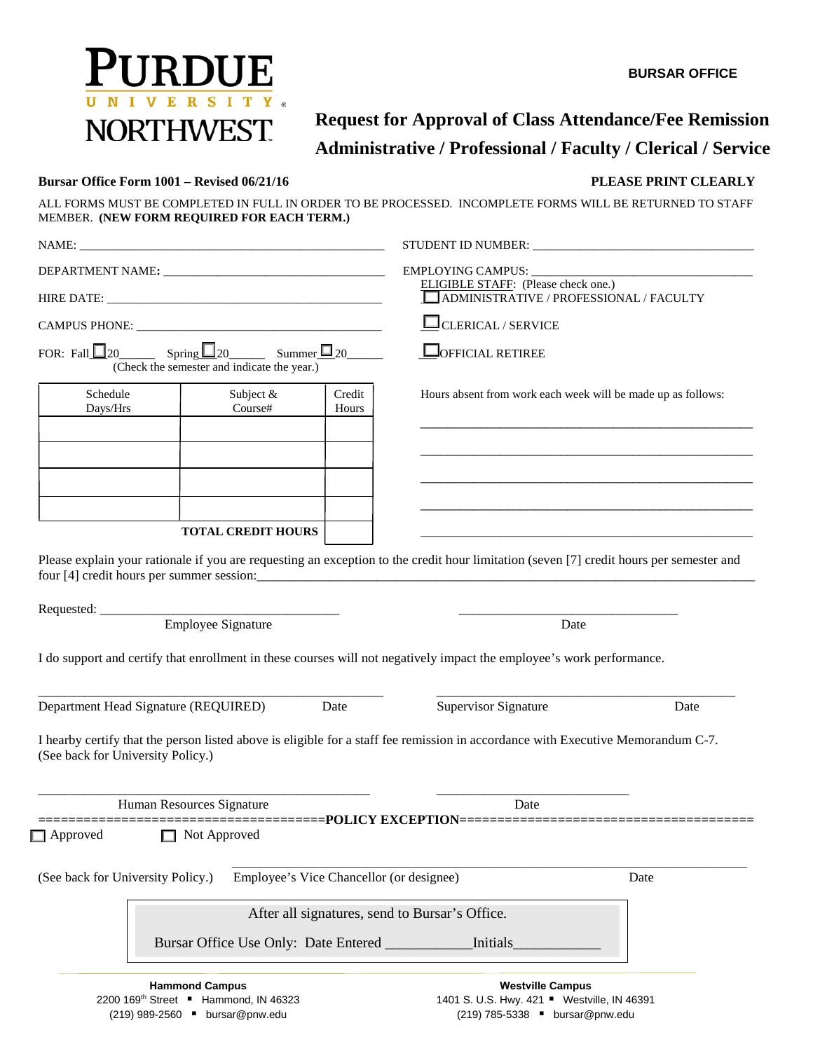PURDUE UNIVERSITY NORTHWEST

**BURSAR OFFICE**

# Request for Approval of Class Attendance/Fee Remission
## Administrative / Professional / Faculty / Clerical / Service

**Bursar Office Form 1001 – Revised 06/21/16** **PLEASE PRINT CLEARLY**

ALL FORMS MUST BE COMPLETED IN FULL IN ORDER TO BE PROCESSED. INCOMPLETE FORMS WILL BE RETURNED TO STAFF MEMBER. **(NEW FORM REQUIRED FOR EACH TERM.)**

NAME: ____________________________________________

STUDENT ID NUMBER: ______________________________

DEPARTMENT NAME: ________________________________

EMPLOYING CAMPUS: _______________________________

HIRE DATE: _______________________________________

CAMPUS PHONE: ____________________________________

FOR: Fall ☐ 20______ Spring ☐ 20______ Summer ☐ 20______
(Check the semester and indicate the year.)

ELIGIBLE STAFF: (Please check one.)

☐ ADMINISTRATIVE / PROFESSIONAL / FACULTY

☐ CLERICAL / SERVICE

☐ OFFICIAL RETIREE

| Schedule Days/Hrs | Subject & Course# | Credit Hours |
|---|---|---|
| | | |
| | | |
| | | |
| | | |
| | **TOTAL CREDIT HOURS** | |

Hours absent from work each week will be made up as follows:

__________________________________________________

__________________________________________________

__________________________________________________

__________________________________________________

__________________________________________________

Please explain your rationale if you are requesting an exception to the credit hour limitation (seven [7] credit hours per semester and four [4] credit hours per summer session:_______________________________________________

Requested: ____________________________________ ________________________________
Employee Signature Date

I do support and certify that enrollment in these courses will not negatively impact the employee's work performance.

______________________________________________ ______________________________________________
Department Head Signature (REQUIRED) Date Supervisor Signature Date

I hearby certify that the person listed above is eligible for a staff fee remission in accordance with Executive Memorandum C-7. (See back for University Policy.)

______________________________________________ ____________________________
Human Resources Signature Date

====================================**POLICY EXCEPTION**====================================

☐ Approved ☐ Not Approved

(See back for University Policy.) ______________________________________________
Employee's Vice Chancellor (or designee) Date

After all signatures, send to Bursar's Office.

Bursar Office Use Only: Date Entered ___________Initials___________

**Hammond Campus**
2200 169th Street ▪ Hammond, IN 46323
(219) 989-2560 ▪ bursar@pnw.edu

**Westville Campus**
1401 S. U.S. Hwy. 421 ▪ Westville, IN 46391
(219) 785-5338 ▪ bursar@pnw.edu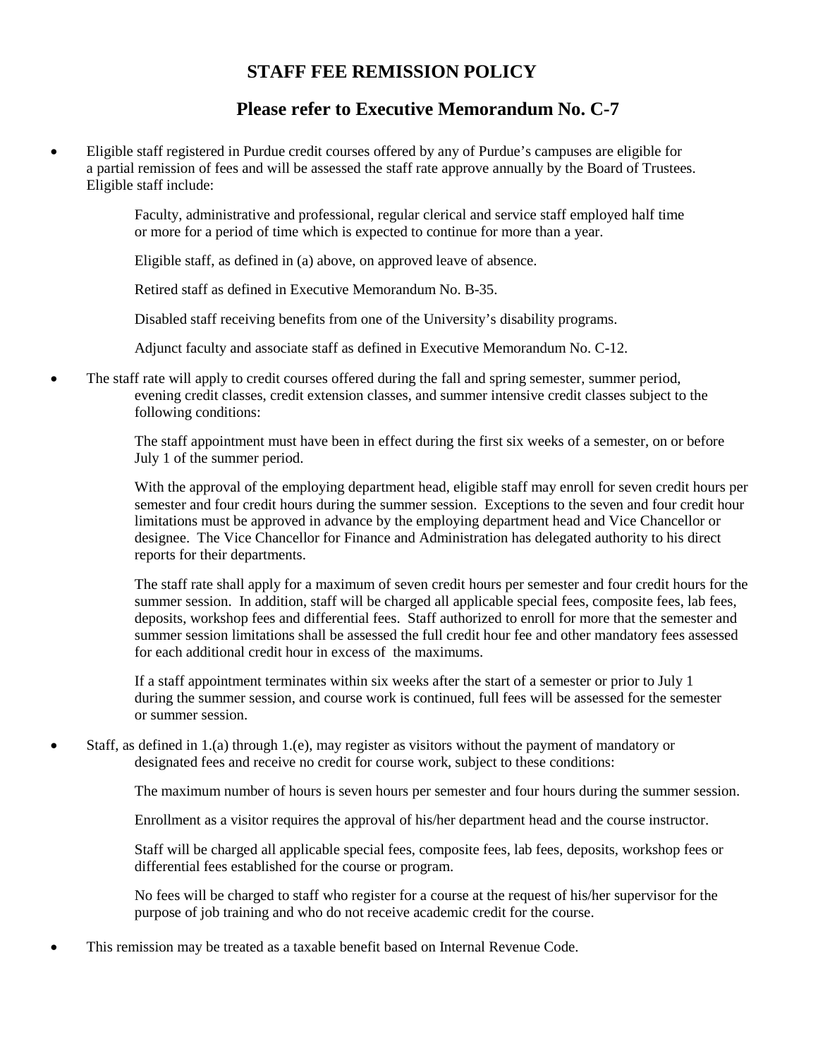# STAFF FEE REMISSION POLICY

## Please refer to Executive Memorandum No. C-7

- Eligible staff registered in Purdue credit courses offered by any of Purdue's campuses are eligible for a partial remission of fees and will be assessed the staff rate approve annually by the Board of Trustees. Eligible staff include:

  Faculty, administrative and professional, regular clerical and service staff employed half time or more for a period of time which is expected to continue for more than a year.

  Eligible staff, as defined in (a) above, on approved leave of absence.

  Retired staff as defined in Executive Memorandum No. B-35.

  Disabled staff receiving benefits from one of the University's disability programs.

  Adjunct faculty and associate staff as defined in Executive Memorandum No. C-12.

- The staff rate will apply to credit courses offered during the fall and spring semester, summer period, evening credit classes, credit extension classes, and summer intensive credit classes subject to the following conditions:

  The staff appointment must have been in effect during the first six weeks of a semester, on or before July 1 of the summer period.

  With the approval of the employing department head, eligible staff may enroll for seven credit hours per semester and four credit hours during the summer session. Exceptions to the seven and four credit hour limitations must be approved in advance by the employing department head and Vice Chancellor or designee. The Vice Chancellor for Finance and Administration has delegated authority to his direct reports for their departments.

  The staff rate shall apply for a maximum of seven credit hours per semester and four credit hours for the summer session. In addition, staff will be charged all applicable special fees, composite fees, lab fees, deposits, workshop fees and differential fees. Staff authorized to enroll for more that the semester and summer session limitations shall be assessed the full credit hour fee and other mandatory fees assessed for each additional credit hour in excess of the maximums.

  If a staff appointment terminates within six weeks after the start of a semester or prior to July 1 during the summer session, and course work is continued, full fees will be assessed for the semester or summer session.

- Staff, as defined in 1.(a) through 1.(e), may register as visitors without the payment of mandatory or designated fees and receive no credit for course work, subject to these conditions:

  The maximum number of hours is seven hours per semester and four hours during the summer session.

  Enrollment as a visitor requires the approval of his/her department head and the course instructor.

  Staff will be charged all applicable special fees, composite fees, lab fees, deposits, workshop fees or differential fees established for the course or program.

  No fees will be charged to staff who register for a course at the request of his/her supervisor for the purpose of job training and who do not receive academic credit for the course.

- This remission may be treated as a taxable benefit based on Internal Revenue Code.